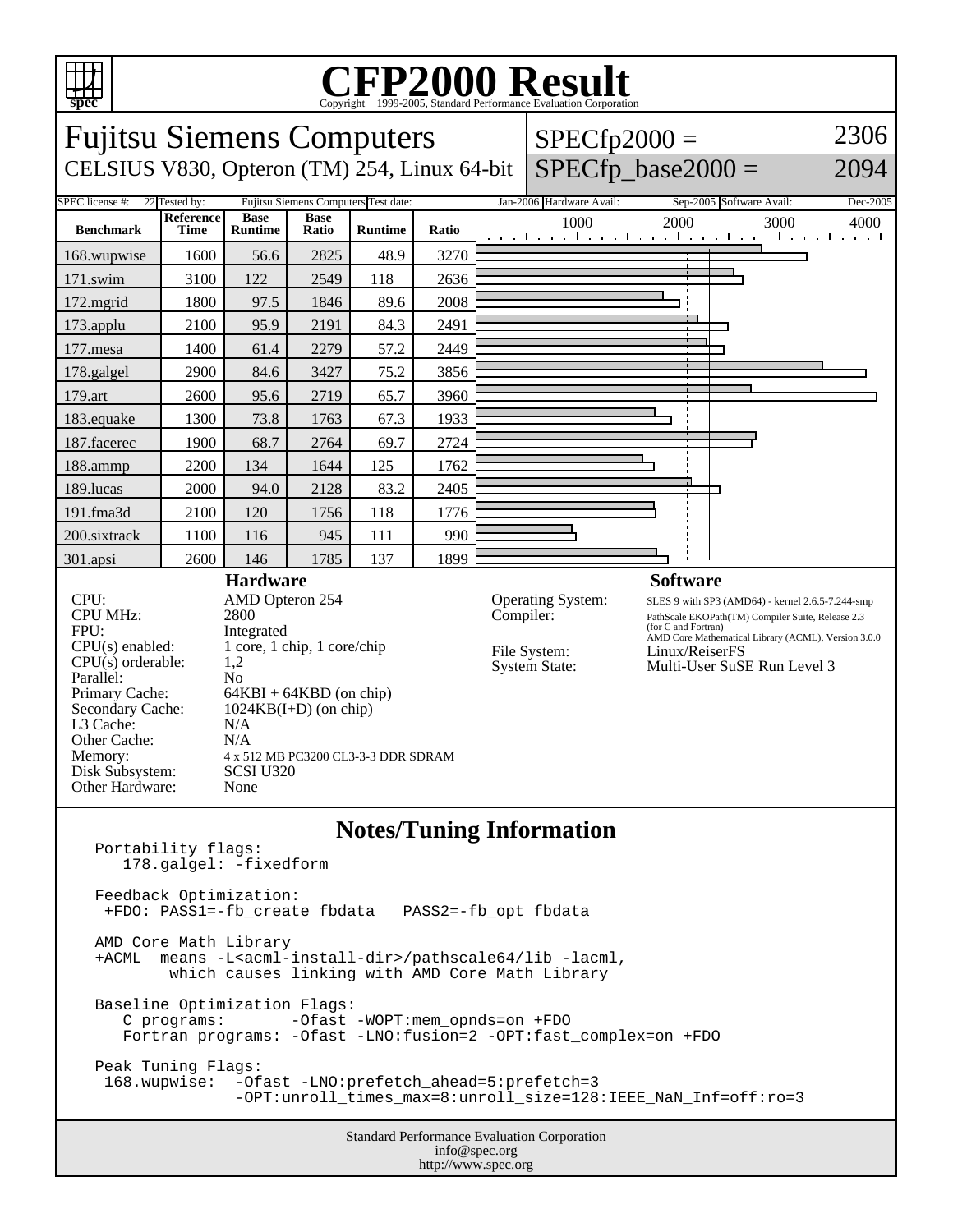# CFP2000 Result

Copyright 1999-2005, Standard Performance Evaluation Corporation

## Fujitsu Siemens Computers

CELSIUS V830, Opteron (TM) 254, Linux 64-bit

SPECfp2000 = 2306

SPECfp_base2000 = 2094

| SPEC license #: | 22 | Tested by: | Fujitsu Siemens Computers | Test date: | Jan-2006 | Hardware Avail: | Sep-2005 | Software Avail: | Dec-2005 |
|---|---|---|---|---|---|---|---|---|---|

| Benchmark | Reference Time | Base Runtime | Base Ratio | Runtime | Ratio |
|---|---|---|---|---|---|
| 168.wupwise | 1600 | 56.6 | 2825 | 48.9 | 3270 |
| 171.swim | 3100 | 122 | 2549 | 118 | 2636 |
| 172.mgrid | 1800 | 97.5 | 1846 | 89.6 | 2008 |
| 173.applu | 2100 | 95.9 | 2191 | 84.3 | 2491 |
| 177.mesa | 1400 | 61.4 | 2279 | 57.2 | 2449 |
| 178.galgel | 2900 | 84.6 | 3427 | 75.2 | 3856 |
| 179.art | 2600 | 95.6 | 2719 | 65.7 | 3960 |
| 183.equake | 1300 | 73.8 | 1763 | 67.3 | 1933 |
| 187.facerec | 1900 | 68.7 | 2764 | 69.7 | 2724 |
| 188.ammp | 2200 | 134 | 1644 | 125 | 1762 |
| 189.lucas | 2000 | 94.0 | 2128 | 83.2 | 2405 |
| 191.fma3d | 2100 | 120 | 1756 | 118 | 1776 |
| 200.sixtrack | 1100 | 116 | 945 | 111 | 990 |
| 301.apsi | 2600 | 146 | 1785 | 137 | 1899 |

### Hardware

| | |
|---|---|
| CPU: | AMD Opteron 254 |
| CPU MHz: | 2800 |
| FPU: | Integrated |
| CPU(s) enabled: | 1 core, 1 chip, 1 core/chip |
| CPU(s) orderable: | 1,2 |
| Parallel: | No |
| Primary Cache: | 64KBI + 64KBD (on chip) |
| Secondary Cache: | 1024KB(I+D) (on chip) |
| L3 Cache: | N/A |
| Other Cache: | N/A |
| Memory: | 4 x 512 MB PC3200 CL3-3-3 DDR SDRAM |
| Disk Subsystem: | SCSI U320 |
| Other Hardware: | None |

### Software

| | |
|---|---|
| Operating System: | SLES 9 with SP3 (AMD64) - kernel 2.6.5-7.244-smp |
| Compiler: | PathScale EKOPath(TM) Compiler Suite, Release 2.3 (for C and Fortran) AMD Core Mathematical Library (ACML), Version 3.0.0 |
| File System: | Linux/ReiserFS |
| System State: | Multi-User SuSE Run Level 3 |

### Notes/Tuning Information

```
Portability flags:
   178.galgel: -fixedform

Feedback Optimization:
 +FDO: PASS1=-fb_create fbdata   PASS2=-fb_opt fbdata

AMD Core Math Library
+ACML  means -L<acml-install-dir>/pathscale64/lib -lacml,
        which causes linking with AMD Core Math Library

Baseline Optimization Flags:
   C programs:       -Ofast -WOPT:mem_opnds=on +FDO
   Fortran programs: -Ofast -LNO:fusion=2 -OPT:fast_complex=on +FDO

Peak Tuning Flags:
 168.wupwise:  -Ofast -LNO:prefetch_ahead=5:prefetch=3
               -OPT:unroll_times_max=8:unroll_size=128:IEEE_NaN_Inf=off:ro=3
```

Standard Performance Evaluation Corporation
info@spec.org
http://www.spec.org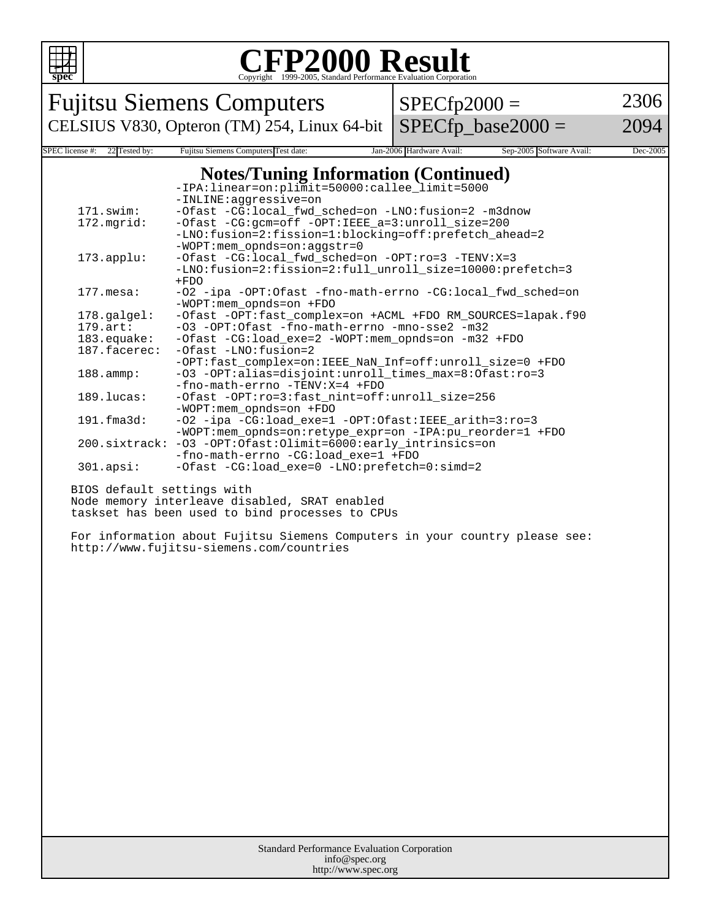# CFP2000 Result

Copyright 1999-2005, Standard Performance Evaluation Corporation

Fujitsu Siemens Computers
CELSIUS V830, Opteron (TM) 254, Linux 64-bit

SPECfp2000 = 2306
SPECfp_base2000 = 2094

SPEC license #: 22 Tested by: Fujitsu Siemens Computers Test date: Jan-2006 Hardware Avail: Sep-2005 Software Avail: Dec-2005

## Notes/Tuning Information (Continued)

```
                     -IPA:linear=on:plimit=50000:callee_limit=5000
                     -INLINE:aggressive=on
     171.swim:       -Ofast -CG:local_fwd_sched=on -LNO:fusion=2 -m3dnow
     172.mgrid:      -Ofast -CG:gcm=off -OPT:IEEE_a=3:unroll_size=200
                     -LNO:fusion=2:fission=1:blocking=off:prefetch_ahead=2
                     -WOPT:mem_opnds=on:aggstr=0
     173.applu:      -Ofast -CG:local_fwd_sched=on -OPT:ro=3 -TENV:X=3
                     -LNO:fusion=2:fission=2:full_unroll_size=10000:prefetch=3
                     +FDO
     177.mesa:       -O2 -ipa -OPT:Ofast -fno-math-errno -CG:local_fwd_sched=on
                     -WOPT:mem_opnds=on +FDO
     178.galgel:     -Ofast -OPT:fast_complex=on +ACML +FDO RM_SOURCES=lapak.f90
     179.art:        -O3 -OPT:Ofast -fno-math-errno -mno-sse2 -m32
     183.equake:     -Ofast -CG:load_exe=2 -WOPT:mem_opnds=on -m32 +FDO
     187.facerec:    -Ofast -LNO:fusion=2
                     -OPT:fast_complex=on:IEEE_NaN_Inf=off:unroll_size=0 +FDO
     188.ammp:       -O3 -OPT:alias=disjoint:unroll_times_max=8:Ofast:ro=3
                     -fno-math-errno -TENV:X=4 +FDO
     189.lucas:      -Ofast -OPT:ro=3:fast_nint=off:unroll_size=256
                     -WOPT:mem_opnds=on +FDO
     191.fma3d:      -O2 -ipa -CG:load_exe=1 -OPT:Ofast:IEEE_arith=3:ro=3
                     -WOPT:mem_opnds=on:retype_expr=on -IPA:pu_reorder=1 +FDO
     200.sixtrack:   -O3 -OPT:Ofast:Olimit=6000:early_intrinsics=on
                     -fno-math-errno -CG:load_exe=1 +FDO
     301.apsi:       -Ofast -CG:load_exe=0 -LNO:prefetch=0:simd=2
```

BIOS default settings with
Node memory interleave disabled, SRAT enabled
taskset has been used to bind processes to CPUs

For information about Fujitsu Siemens Computers in your country please see:
http://www.fujitsu-siemens.com/countries

Standard Performance Evaluation Corporation
info@spec.org
http://www.spec.org